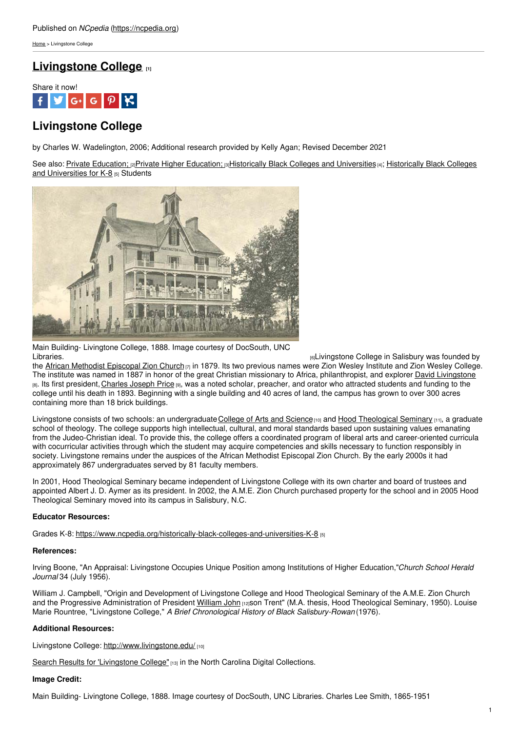Published on *NCpedia* (https://ncpedia.org)

Home > Livingstone College

# Livingstone College [1]

Share it now!

## Livingstone College

by Charles W. Wadelington, 2006; Additional research provided by Kelly Agan; Revised December 2021

See also: Private Education; [2] Private Higher Education; [3] Historically Black Colleges and Universities [4]; Historically Black Colleges and Universities for K-8 [5] Students

Main Building- Livingtone College, 1888. Image courtesy of DocSouth, UNC Libraries. [6]

Livingstone College in Salisbury was founded by the African Methodist Episcopal Zion Church [7] in 1879. Its two previous names were Zion Wesley Institute and Zion Wesley College. The institute was named in 1887 in honor of the great Christian missionary to Africa, philanthropist, and explorer David Livingstone [8]. Its first president, Charles Joseph Price [9], was a noted scholar, preacher, and orator who attracted students and funding to the college until his death in 1893. Beginning with a single building and 40 acres of land, the campus has grown to over 300 acres containing more than 18 brick buildings.

Livingstone consists of two schools: an undergraduate College of Arts and Science [10] and Hood Theological Seminary [11], a graduate school of theology. The college supports high intellectual, cultural, and moral standards based upon sustaining values emanating from the Judeo-Christian ideal. To provide this, the college offers a coordinated program of liberal arts and career-oriented curricula with cocurricular activities through which the student may acquire competencies and skills necessary to function responsibly in society. Livingstone remains under the auspices of the African Methodist Episcopal Zion Church. By the early 2000s it had approximately 867 undergraduates served by 81 faculty members.

In 2001, Hood Theological Seminary became independent of Livingstone College with its own charter and board of trustees and appointed Albert J. D. Aymer as its president. In 2002, the A.M.E. Zion Church purchased property for the school and in 2005 Hood Theological Seminary moved into its campus in Salisbury, N.C.

### Educator Resources:

Grades K-8: https://www.ncpedia.org/historically-black-colleges-and-universities-K-8 [5]

### References:

Irving Boone, "An Appraisal: Livingstone Occupies Unique Position among Institutions of Higher Education," *Church School Herald Journal* 34 (July 1956).

William J. Campbell, "Origin and Development of Livingstone College and Hood Theological Seminary of the A.M.E. Zion Church and the Progressive Administration of President William John [12] son Trent" (M.A. thesis, Hood Theological Seminary, 1950). Louise Marie Rountree, "Livingstone College," *A Brief Chronological History of Black Salisbury-Rowan* (1976).

### Additional Resources:

Livingstone College: http://www.livingstone.edu/ [10]

Search Results for 'Livingstone College" [13] in the North Carolina Digital Collections.

### Image Credit:

Main Building- Livingtone College, 1888. Image courtesy of DocSouth, UNC Libraries. Charles Lee Smith, 1865-1951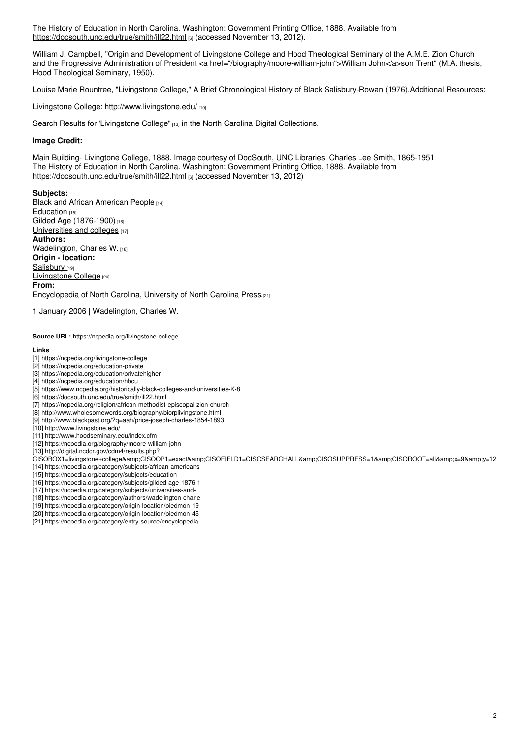The History of Education in North Carolina. Washington: Government Printing Office, 1888. Available from https://docsouth.unc.edu/true/smith/ill22.html [6] (accessed November 13, 2012).

William J. Campbell, "Origin and Development of Livingstone College and Hood Theological Seminary of the A.M.E. Zion Church and the Progressive Administration of President <a href="/biography/moore-william-john">William John</a>son Trent" (M.A. thesis, Hood Theological Seminary, 1950).

Louise Marie Rountree, "Livingstone College," A Brief Chronological History of Black Salisbury-Rowan (1976).Additional Resources:

Livingstone College: http://www.livingstone.edu/ [10]

Search Results for 'Livingstone College'' [13] in the North Carolina Digital Collections.

**Image Credit:**

Main Building- Livingtone College, 1888. Image courtesy of DocSouth, UNC Libraries. Charles Lee Smith, 1865-1951
The History of Education in North Carolina. Washington: Government Printing Office, 1888. Available from https://docsouth.unc.edu/true/smith/ill22.html [6] (accessed November 13, 2012)

**Subjects:**
Black and African American People [14]
Education [15]
Gilded Age (1876-1900) [16]
Universities and colleges [17]
**Authors:**
Wadelington, Charles W. [18]
**Origin - location:**
Salisbury [19]
Livingstone College [20]
**From:**
Encyclopedia of North Carolina, University of North Carolina Press.[21]

1 January 2006 | Wadelington, Charles W.

---

**Source URL:** https://ncpedia.org/livingstone-college

**Links**
[1] https://ncpedia.org/livingstone-college
[2] https://ncpedia.org/education-private
[3] https://ncpedia.org/education/privatehigher
[4] https://ncpedia.org/education/hbcu
[5] https://www.ncpedia.org/historically-black-colleges-and-universities-K-8
[6] https://docsouth.unc.edu/true/smith/ill22.html
[7] https://ncpedia.org/religion/african-methodist-episcopal-zion-church
[8] http://www.wholesomewords.org/biography/biorplivingstone.html
[9] http://www.blackpast.org/?q=aah/price-joseph-charles-1854-1893
[10] http://www.livingstone.edu/
[11] http://www.hoodseminary.edu/index.cfm
[12] https://ncpedia.org/biography/moore-william-john
[13] http://digital.ncdcr.gov/cdm4/results.php?CISOBOX1=livingstone+college&amp;CISOOP1=exact&amp;CISOFIELD1=CISOSEARCHALL&amp;CISOSUPPRESS=1&amp;CISOROOT=all&amp;x=9&amp;y=12
[14] https://ncpedia.org/category/subjects/african-americans
[15] https://ncpedia.org/category/subjects/education
[16] https://ncpedia.org/category/subjects/gilded-age-1876-1
[17] https://ncpedia.org/category/subjects/universities-and-
[18] https://ncpedia.org/category/authors/wadelington-charle
[19] https://ncpedia.org/category/origin-location/piedmon-19
[20] https://ncpedia.org/category/origin-location/piedmon-46
[21] https://ncpedia.org/category/entry-source/encyclopedia-